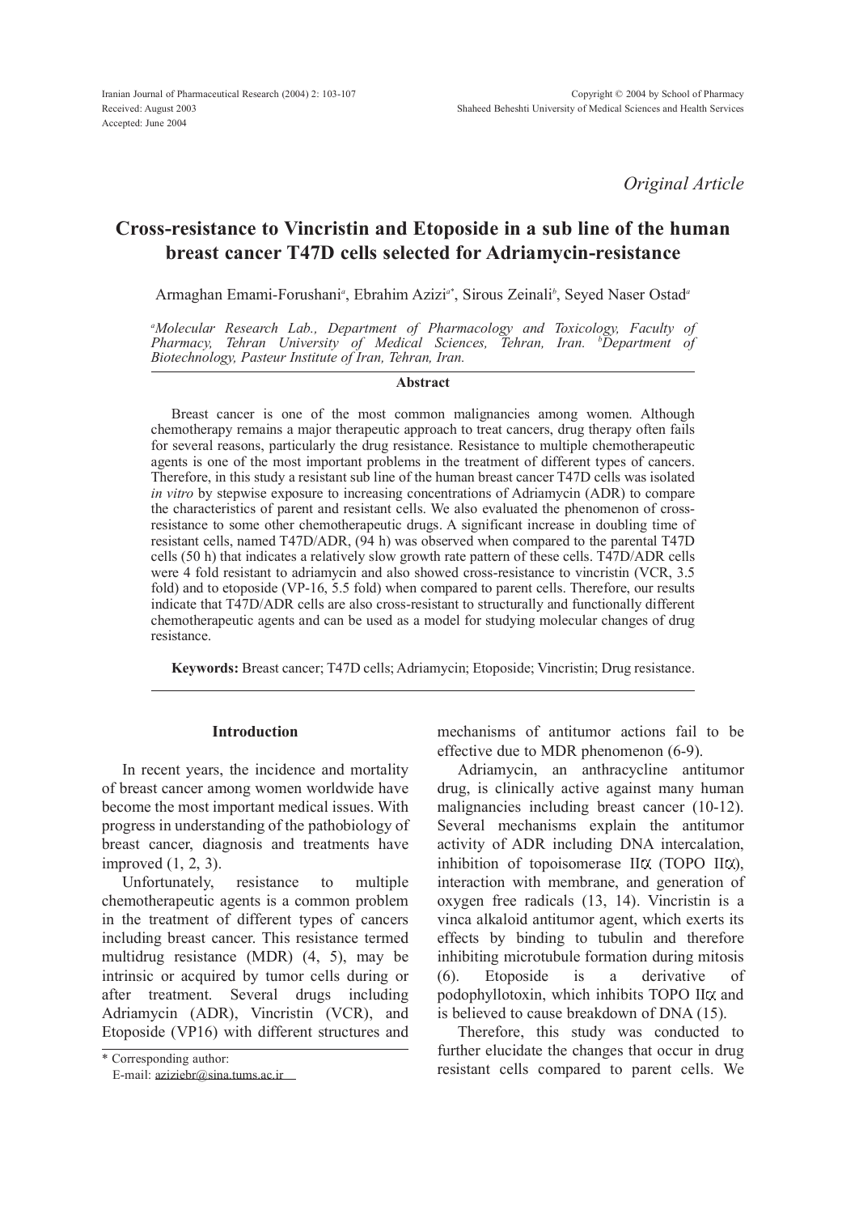*Original Article*

# Cross-resistance to Vincristin and Etoposide in a sub line of the human breast cancer T47D cells selected for Adriamycin-resistance

Armaghan Emami-Forushani[a], Ebrahim Azizi[a*], Sirous Zeinali[b], Seyed Naser Ostad[a]

[a]*Molecular Research Lab., Department of Pharmacology and Toxicology, Faculty of Pharmacy, Tehran University of Medical Sciences, Tehran, Iran.* [b]*Department of Biotechnology, Pasteur Institute of Iran, Tehran, Iran.*

## Abstract

Breast cancer is one of the most common malignancies among women. Although chemotherapy remains a major therapeutic approach to treat cancers, drug therapy often fails for several reasons, particularly the drug resistance. Resistance to multiple chemotherapeutic agents is one of the most important problems in the treatment of different types of cancers. Therefore, in this study a resistant sub line of the human breast cancer T47D cells was isolated *in vitro* by stepwise exposure to increasing concentrations of Adriamycin (ADR) to compare the characteristics of parent and resistant cells. We also evaluated the phenomenon of cross-resistance to some other chemotherapeutic drugs. A significant increase in doubling time of resistant cells, named T47D/ADR, (94 h) was observed when compared to the parental T47D cells (50 h) that indicates a relatively slow growth rate pattern of these cells. T47D/ADR cells were 4 fold resistant to adriamycin and also showed cross-resistance to vincristin (VCR, 3.5 fold) and to etoposide (VP-16, 5.5 fold) when compared to parent cells. Therefore, our results indicate that T47D/ADR cells are also cross-resistant to structurally and functionally different chemotherapeutic agents and can be used as a model for studying molecular changes of drug resistance.

**Keywords:** Breast cancer; T47D cells; Adriamycin; Etoposide; Vincristin; Drug resistance.

## Introduction

In recent years, the incidence and mortality of breast cancer among women worldwide have become the most important medical issues. With progress in understanding of the pathobiology of breast cancer, diagnosis and treatments have improved (1, 2, 3).

Unfortunately, resistance to multiple chemotherapeutic agents is a common problem in the treatment of different types of cancers including breast cancer. This resistance termed multidrug resistance (MDR) (4, 5), may be intrinsic or acquired by tumor cells during or after treatment. Several drugs including Adriamycin (ADR), Vincristin (VCR), and Etoposide (VP16) with different structures and mechanisms of antitumor actions fail to be effective due to MDR phenomenon (6-9).

Adriamycin, an anthracycline antitumor drug, is clinically active against many human malignancies including breast cancer (10-12). Several mechanisms explain the antitumor activity of ADR including DNA intercalation, inhibition of topoisomerase II$\alpha$ (TOPO II$\alpha$), interaction with membrane, and generation of oxygen free radicals (13, 14). Vincristin is a vinca alkaloid antitumor agent, which exerts its effects by binding to tubulin and therefore inhibiting microtubule formation during mitosis (6). Etoposide is a derivative of podophyllotoxin, which inhibits TOPO II$\alpha$ and is believed to cause breakdown of DNA (15).

Therefore, this study was conducted to further elucidate the changes that occur in drug resistant cells compared to parent cells. We

\* Corresponding author:
E-mail: aziziebr@sina.tums.ac.ir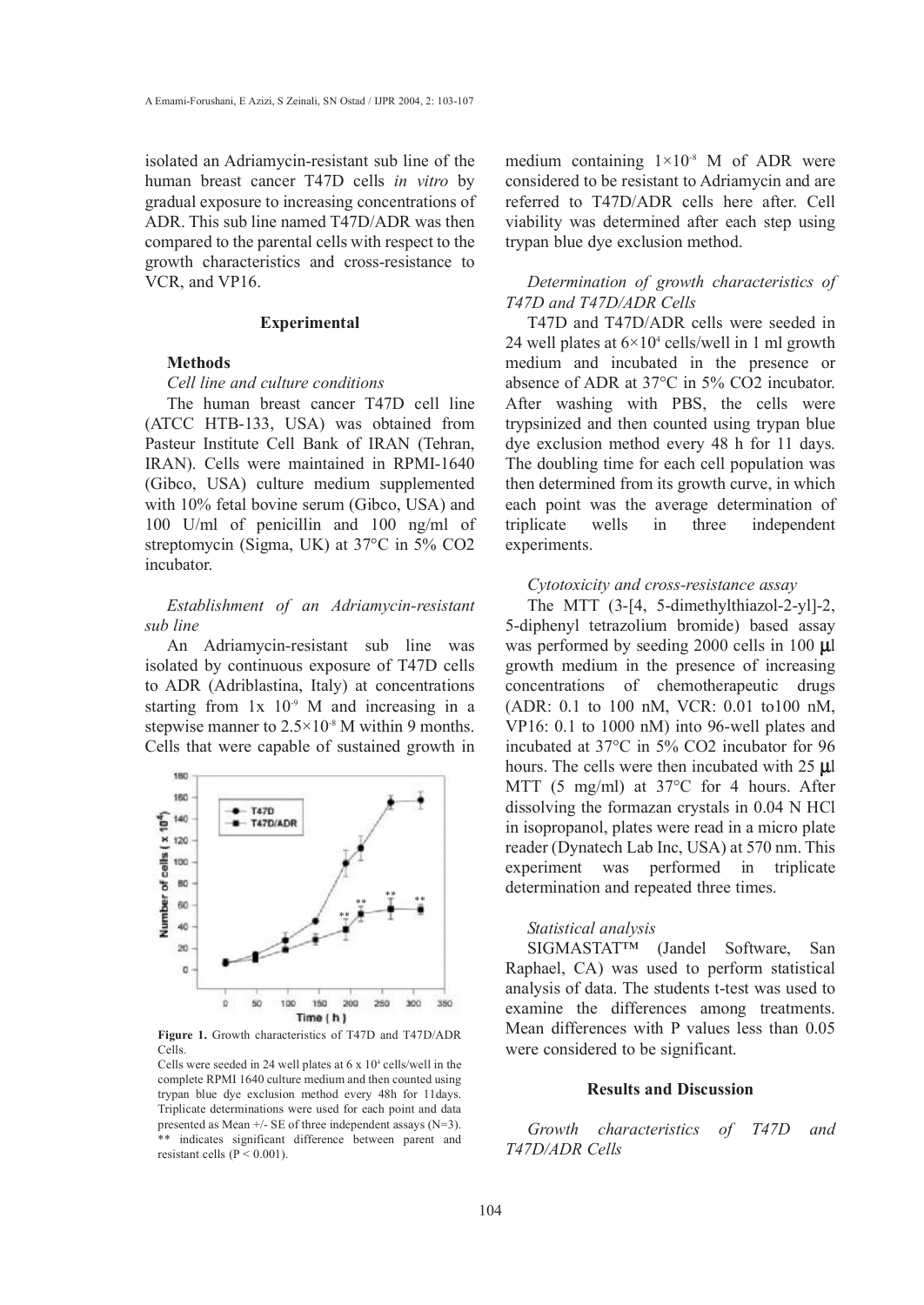isolated an Adriamycin-resistant sub line of the human breast cancer T47D cells *in vitro* by gradual exposure to increasing concentrations of ADR. This sub line named T47D/ADR was then compared to the parental cells with respect to the growth characteristics and cross-resistance to VCR, and VP16.

## Experimental

### Methods

*Cell line and culture conditions*

The human breast cancer T47D cell line (ATCC HTB-133, USA) was obtained from Pasteur Institute Cell Bank of IRAN (Tehran, IRAN). Cells were maintained in RPMI-1640 (Gibco, USA) culture medium supplemented with 10% fetal bovine serum (Gibco, USA) and 100 U/ml of penicillin and 100 ng/ml of streptomycin (Sigma, UK) at 37°C in 5% CO2 incubator.

*Establishment of an Adriamycin-resistant sub line*

An Adriamycin-resistant sub line was isolated by continuous exposure of T47D cells to ADR (Adriblastina, Italy) at concentrations starting from $1x\ 10^{-9}$ M and increasing in a stepwise manner to $2.5\times10^{-8}$ M within 9 months. Cells that were capable of sustained growth in medium containing $1\times10^{-8}$ M of ADR were considered to be resistant to Adriamycin and are referred to T47D/ADR cells here after. Cell viability was determined after each step using trypan blue dye exclusion method.

**Figure 1.** Growth characteristics of T47D and T47D/ADR Cells.

Cells were seeded in 24 well plates at $6 \times 10^4$ cells/well in the complete RPMI 1640 culture medium and then counted using trypan blue dye exclusion method every 48h for 11days. Triplicate determinations were used for each point and data presented as Mean +/- SE of three independent assays (N=3). ** indicates significant difference between parent and resistant cells ($P < 0.001$).

*Determination of growth characteristics of T47D and T47D/ADR Cells*

T47D and T47D/ADR cells were seeded in 24 well plates at $6\times10^4$ cells/well in 1 ml growth medium and incubated in the presence or absence of ADR at 37°C in 5% CO2 incubator. After washing with PBS, the cells were trypsinized and then counted using trypan blue dye exclusion method every 48 h for 11 days. The doubling time for each cell population was then determined from its growth curve, in which each point was the average determination of triplicate wells in three independent experiments.

*Cytotoxicity and cross-resistance assay*

The MTT (3-[4, 5-dimethylthiazol-2-yl]-2, 5-diphenyl tetrazolium bromide) based assay was performed by seeding 2000 cells in 100 µl growth medium in the presence of increasing concentrations of chemotherapeutic drugs (ADR: 0.1 to 100 nM, VCR: 0.01 to100 nM, VP16: 0.1 to 1000 nM) into 96-well plates and incubated at 37°C in 5% CO2 incubator for 96 hours. The cells were then incubated with 25 µl MTT (5 mg/ml) at 37°C for 4 hours. After dissolving the formazan crystals in 0.04 N HCl in isopropanol, plates were read in a micro plate reader (Dynatech Lab Inc, USA) at 570 nm. This experiment was performed in triplicate determination and repeated three times.

*Statistical analysis*

SIGMASTAT™ (Jandel Software, San Raphael, CA) was used to perform statistical analysis of data. The students t-test was used to examine the differences among treatments. Mean differences with P values less than 0.05 were considered to be significant.

## Results and Discussion

*Growth characteristics of T47D and T47D/ADR Cells*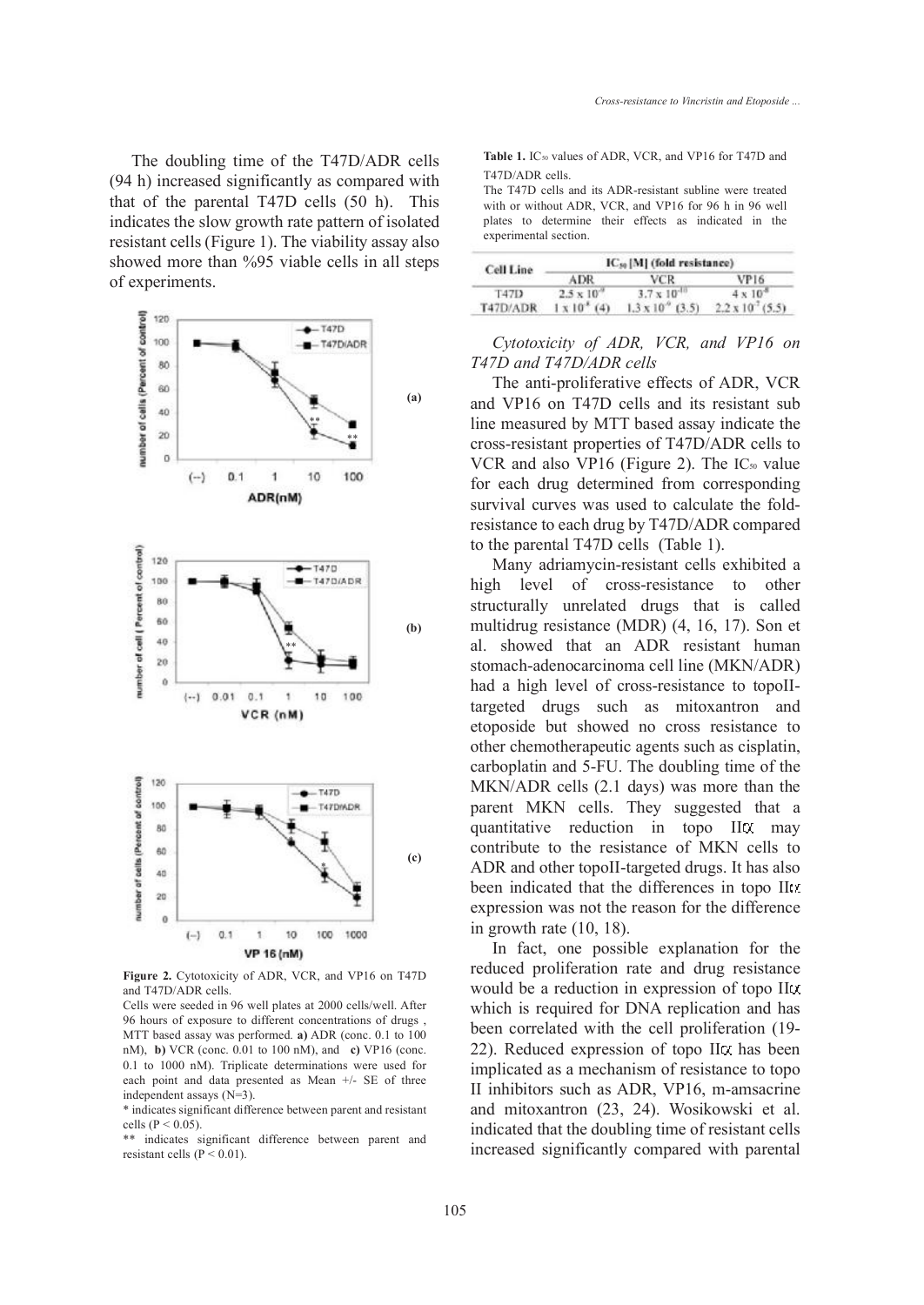The doubling time of the T47D/ADR cells (94 h) increased significantly as compared with that of the parental T47D cells (50 h). This indicates the slow growth rate pattern of isolated resistant cells (Figure 1). The viability assay also showed more than %95 viable cells in all steps of experiments.

**Figure 2.** Cytotoxicity of ADR, VCR, and VP16 on T47D and T47D/ADR cells.

Cells were seeded in 96 well plates at 2000 cells/well. After 96 hours of exposure to different concentrations of drugs , MTT based assay was performed. **a)** ADR (conc. 0.1 to 100 nM), **b)** VCR (conc. 0.01 to 100 nM), and **c)** VP16 (conc. 0.1 to 1000 nM). Triplicate determinations were used for each point and data presented as Mean +/- SE of three independent assays (N=3).

* indicates significant difference between parent and resistant cells ($P < 0.05$).

** indicates significant difference between parent and resistant cells ($P < 0.01$).

**Table 1.** $IC_{50}$ values of ADR, VCR, and VP16 for T47D and T47D/ADR cells.

The T47D cells and its ADR-resistant subline were treated with or without ADR, VCR, and VP16 for 96 h in 96 well plates to determine their effects as indicated in the experimental section.

| Cell Line | $IC_{50}$ [M] (fold resistance) | | |
|---|---|---|---|
| | ADR | VCR | VP16 |
| T47D | $2.5 \times 10^{-9}$ | $3.7 \times 10^{-10}$ | $4 \times 10^{-8}$ |
| T47D/ADR | $1 \times 10^{-8}$ (4) | $1.3 \times 10^{-9}$ (3.5) | $2.2 \times 10^{-7}$ (5.5) |

*Cytotoxicity of ADR, VCR, and VP16 on T47D and T47D/ADR cells*

The anti-proliferative effects of ADR, VCR and VP16 on T47D cells and its resistant sub line measured by MTT based assay indicate the cross-resistant properties of T47D/ADR cells to VCR and also VP16 (Figure 2). The $IC_{50}$ value for each drug determined from corresponding survival curves was used to calculate the fold-resistance to each drug by T47D/ADR compared to the parental T47D cells (Table 1).

Many adriamycin-resistant cells exhibited a high level of cross-resistance to other structurally unrelated drugs that is called multidrug resistance (MDR) (4, 16, 17). Son et al. showed that an ADR resistant human stomach-adenocarcinoma cell line (MKN/ADR) had a high level of cross-resistance to topoII-targeted drugs such as mitoxantron and etoposide but showed no cross resistance to other chemotherapeutic agents such as cisplatin, carboplatin and 5-FU. The doubling time of the MKN/ADR cells (2.1 days) was more than the parent MKN cells. They suggested that a quantitative reduction in topo IIα may contribute to the resistance of MKN cells to ADR and other topoII-targeted drugs. It has also been indicated that the differences in topo IIα expression was not the reason for the difference in growth rate (10, 18).

In fact, one possible explanation for the reduced proliferation rate and drug resistance would be a reduction in expression of topo IIα which is required for DNA replication and has been correlated with the cell proliferation (19-22). Reduced expression of topo IIα has been implicated as a mechanism of resistance to topo II inhibitors such as ADR, VP16, m-amsacrine and mitoxantron (23, 24). Wosikowski et al. indicated that the doubling time of resistant cells increased significantly compared with parental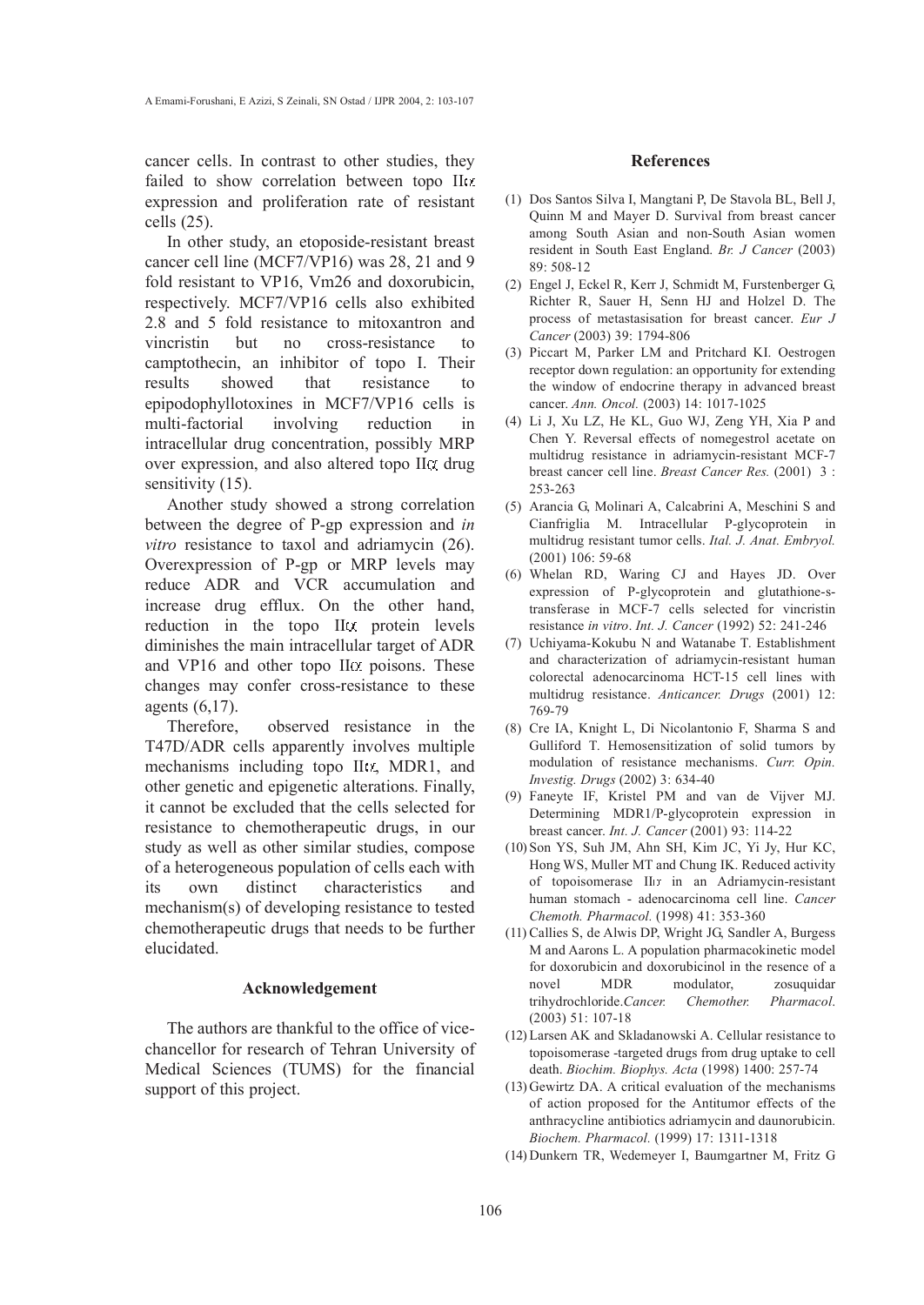cancer cells. In contrast to other studies, they failed to show correlation between topo IIα expression and proliferation rate of resistant cells (25).

In other study, an etoposide-resistant breast cancer cell line (MCF7/VP16) was 28, 21 and 9 fold resistant to VP16, Vm26 and doxorubicin, respectively. MCF7/VP16 cells also exhibited 2.8 and 5 fold resistance to mitoxantron and vincristin but no cross-resistance to camptothecin, an inhibitor of topo I. Their results showed that resistance to epipodophyllotoxines in MCF7/VP16 cells is multi-factorial involving reduction in intracellular drug concentration, possibly MRP over expression, and also altered topo IIα drug sensitivity (15).

Another study showed a strong correlation between the degree of P-gp expression and *in vitro* resistance to taxol and adriamycin (26). Overexpression of P-gp or MRP levels may reduce ADR and VCR accumulation and increase drug efflux. On the other hand, reduction in the topo IIα protein levels diminishes the main intracellular target of ADR and VP16 and other topo IIα poisons. These changes may confer cross-resistance to these agents (6,17).

Therefore, observed resistance in the T47D/ADR cells apparently involves multiple mechanisms including topo IIα, MDR1, and other genetic and epigenetic alterations. Finally, it cannot be excluded that the cells selected for resistance to chemotherapeutic drugs, in our study as well as other similar studies, compose of a heterogeneous population of cells each with its own distinct characteristics and mechanism(s) of developing resistance to tested chemotherapeutic drugs that needs to be further elucidated.

## Acknowledgement

The authors are thankful to the office of vice-chancellor for research of Tehran University of Medical Sciences (TUMS) for the financial support of this project.

## References

(1) Dos Santos Silva I, Mangtani P, De Stavola BL, Bell J, Quinn M and Mayer D. Survival from breast cancer among South Asian and non-South Asian women resident in South East England. *Br. J Cancer* (2003) 89: 508-12

(2) Engel J, Eckel R, Kerr J, Schmidt M, Furstenberger G, Richter R, Sauer H, Senn HJ and Holzel D. The process of metastasisation for breast cancer. *Eur J Cancer* (2003) 39: 1794-806

(3) Piccart M, Parker LM and Pritchard KI. Oestrogen receptor down regulation: an opportunity for extending the window of endocrine therapy in advanced breast cancer. *Ann. Oncol.* (2003) 14: 1017-1025

(4) Li J, Xu LZ, He KL, Guo WJ, Zeng YH, Xia P and Chen Y. Reversal effects of nomegestrol acetate on multidrug resistance in adriamycin-resistant MCF-7 breast cancer cell line. *Breast Cancer Res.* (2001) 3 : 253-263

(5) Arancia G, Molinari A, Calcabrini A, Meschini S and Cianfriglia M. Intracellular P-glycoprotein in multidrug resistant tumor cells. *Ital. J. Anat. Embryol.* (2001) 106: 59-68

(6) Whelan RD, Waring CJ and Hayes JD. Over expression of P-glycoprotein and glutathione-s-transferase in MCF-7 cells selected for vincristin resistance *in vitro*. *Int. J. Cancer* (1992) 52: 241-246

(7) Uchiyama-Kokubu N and Watanabe T. Establishment and characterization of adriamycin-resistant human colorectal adenocarcinoma HCT-15 cell lines with multidrug resistance. *Anticancer. Drugs* (2001) 12: 769-79

(8) Cre IA, Knight L, Di Nicolantonio F, Sharma S and Gulliford T. Hemosensitization of solid tumors by modulation of resistance mechanisms. *Curr. Opin. Investig. Drugs* (2002) 3: 634-40

(9) Faneyte IF, Kristel PM and van de Vijver MJ. Determining MDR1/P-glycoprotein expression in breast cancer. *Int. J. Cancer* (2001) 93: 114-22

(10) Son YS, Suh JM, Ahn SH, Kim JC, Yi Jy, Hur KC, Hong WS, Muller MT and Chung IK. Reduced activity of topoisomerase IIα in an Adriamycin-resistant human stomach - adenocarcinoma cell line. *Cancer Chemoth. Pharmacol.* (1998) 41: 353-360

(11) Callies S, de Alwis DP, Wright JG, Sandler A, Burgess M and Aarons L. A population pharmacokinetic model for doxorubicin and doxorubicinol in the resence of a novel MDR modulator, zosuquidar trihydrochloride.*Cancer. Chemother. Pharmacol*. (2003) 51: 107-18

(12) Larsen AK and Skladanowski A. Cellular resistance to topoisomerase -targeted drugs from drug uptake to cell death. *Biochim. Biophys. Acta* (1998) 1400: 257-74

(13) Gewirtz DA. A critical evaluation of the mechanisms of action proposed for the Antitumor effects of the anthracycline antibiotics adriamycin and daunorubicin. *Biochem. Pharmacol*. (1999) 17: 1311-1318

(14) Dunkern TR, Wedemeyer I, Baumgartner M, Fritz G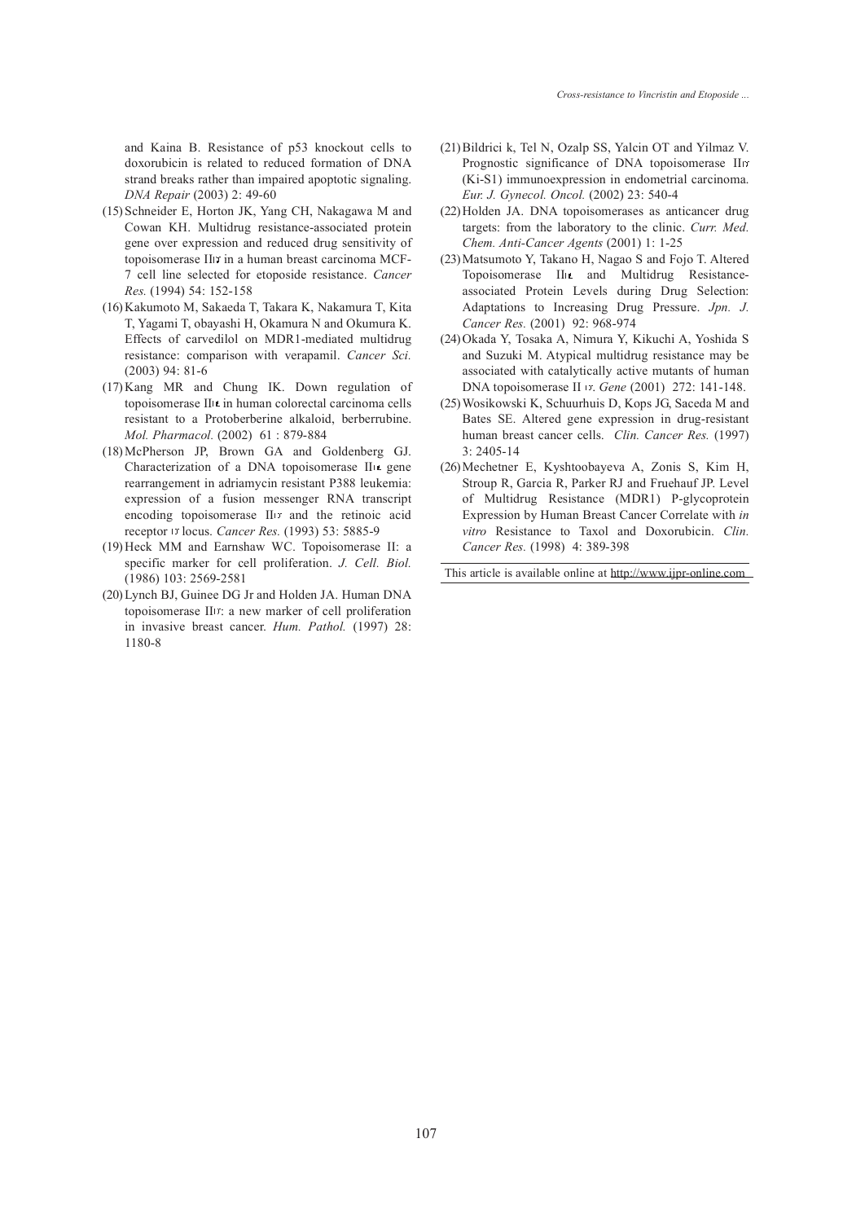and Kaina B. Resistance of p53 knockout cells to doxorubicin is related to reduced formation of DNA strand breaks rather than impaired apoptotic signaling. *DNA Repair* (2003) 2: 49-60

(15) Schneider E, Horton JK, Yang CH, Nakagawa M and Cowan KH. Multidrug resistance-associated protein gene over expression and reduced drug sensitivity of topoisomerase IIα in a human breast carcinoma MCF-7 cell line selected for etoposide resistance. *Cancer Res.* (1994) 54: 152-158

(16) Kakumoto M, Sakaeda T, Takara K, Nakamura T, Kita T, Yagami T, obayashi H, Okamura N and Okumura K. Effects of carvedilol on MDR1-mediated multidrug resistance: comparison with verapamil. *Cancer Sci.* (2003) 94: 81-6

(17) Kang MR and Chung IK. Down regulation of topoisomerase IIα in human colorectal carcinoma cells resistant to a Protoberberine alkaloid, berberrubine. *Mol. Pharmacol.* (2002) 61 : 879-884

(18) McPherson JP, Brown GA and Goldenberg GJ. Characterization of a DNA topoisomerase IIα gene rearrangement in adriamycin resistant P388 leukemia: expression of a fusion messenger RNA transcript encoding topoisomerase IIα and the retinoic acid receptor α locus. *Cancer Res.* (1993) 53: 5885-9

(19) Heck MM and Earnshaw WC. Topoisomerase II: a specific marker for cell proliferation. *J. Cell. Biol.* (1986) 103: 2569-2581

(20) Lynch BJ, Guinee DG Jr and Holden JA. Human DNA topoisomerase IIα: a new marker of cell proliferation in invasive breast cancer. *Hum. Pathol.* (1997) 28: 1180-8

(21) Bildrici k, Tel N, Ozalp SS, Yalcin OT and Yilmaz V. Prognostic significance of DNA topoisomerase IIα (Ki-S1) immunoexpression in endometrial carcinoma. *Eur. J. Gynecol. Oncol.* (2002) 23: 540-4

(22) Holden JA. DNA topoisomerases as anticancer drug targets: from the laboratory to the clinic. *Curr. Med. Chem. Anti-Cancer Agents* (2001) 1: 1-25

(23) Matsumoto Y, Takano H, Nagao S and Fojo T. Altered Topoisomerase IIα and Multidrug Resistance-associated Protein Levels during Drug Selection: Adaptations to Increasing Drug Pressure. *Jpn. J. Cancer Res.* (2001) 92: 968-974

(24) Okada Y, Tosaka A, Nimura Y, Kikuchi A, Yoshida S and Suzuki M. Atypical multidrug resistance may be associated with catalytically active mutants of human DNA topoisomerase II α. *Gene* (2001) 272: 141-148.

(25) Wosikowski K, Schuurhuis D, Kops JG, Saceda M and Bates SE. Altered gene expression in drug-resistant human breast cancer cells. *Clin. Cancer Res.* (1997) 3: 2405-14

(26) Mechetner E, Kyshtoobayeva A, Zonis S, Kim H, Stroup R, Garcia R, Parker RJ and Fruehauf JP. Level of Multidrug Resistance (MDR1) P-glycoprotein Expression by Human Breast Cancer Correlate with *in vitro* Resistance to Taxol and Doxorubicin. *Clin. Cancer Res.* (1998) 4: 389-398

This article is available online at http://www.ijpr-online.com